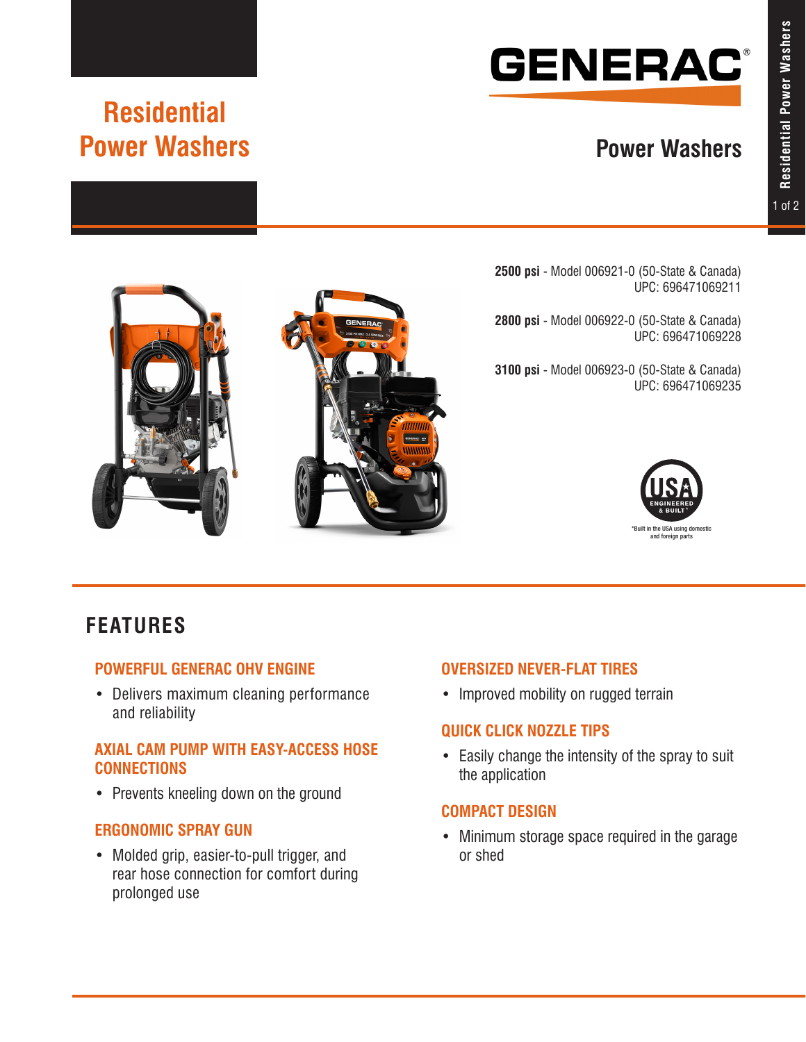# Residential Power Washers

GENERAC®

## Power Washers

**2500 psi** - Model 006921-0 (50-State & Canada)
UPC: 696471069211

**2800 psi** - Model 006922-0 (50-State & Canada)
UPC: 696471069228

**3100 psi** - Model 006923-0 (50-State & Canada)
UPC: 696471069235

USA ENGINEERED & BUILT*

*Built in the USA using domestic and foreign parts

## FEATURES

### POWERFUL GENERAC OHV ENGINE

- Delivers maximum cleaning performance and reliability

### AXIAL CAM PUMP WITH EASY-ACCESS HOSE CONNECTIONS

- Prevents kneeling down on the ground

### ERGONOMIC SPRAY GUN

- Molded grip, easier-to-pull trigger, and rear hose connection for comfort during prolonged use

### OVERSIZED NEVER-FLAT TIRES

- Improved mobility on rugged terrain

### QUICK CLICK NOZZLE TIPS

- Easily change the intensity of the spray to suit the application

### COMPACT DESIGN

- Minimum storage space required in the garage or shed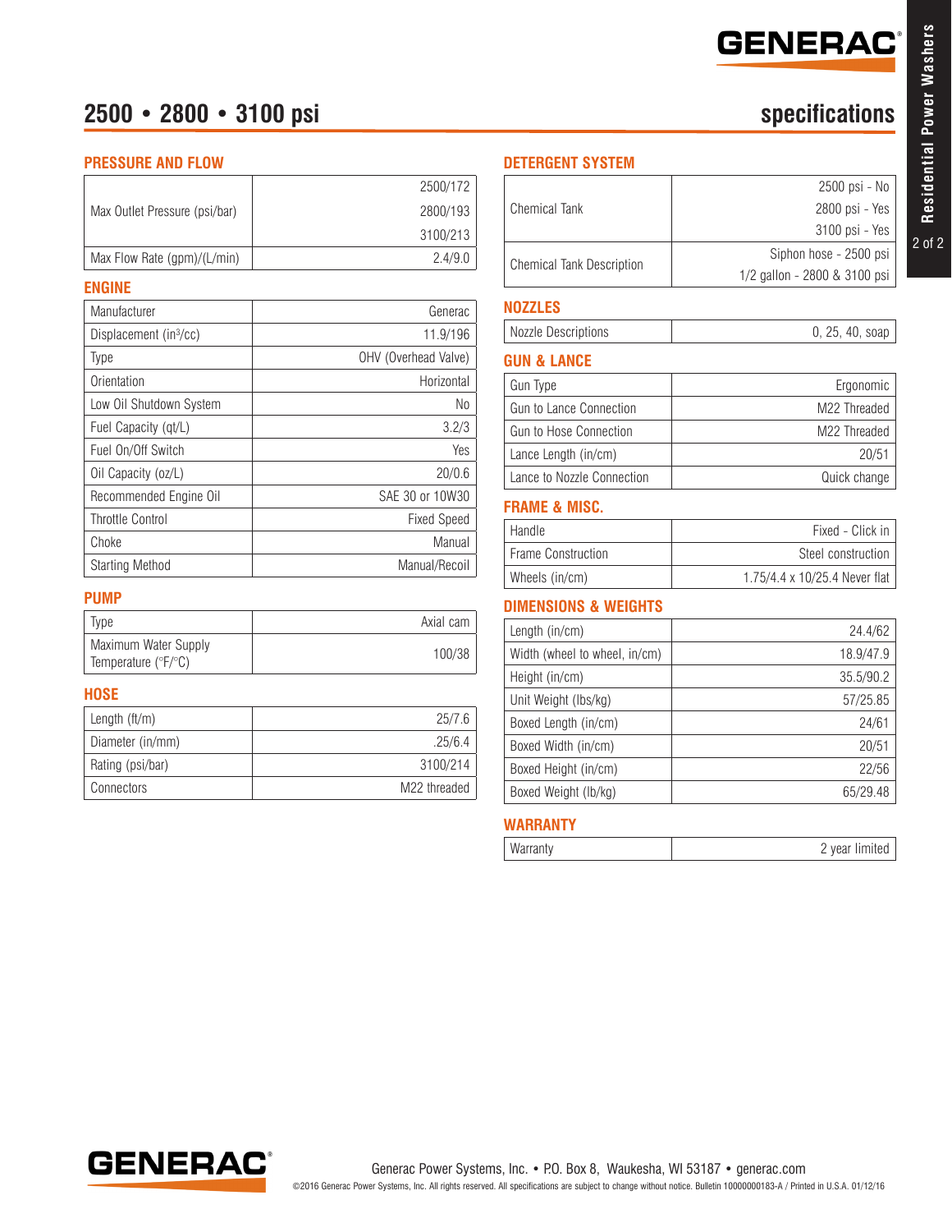# 2500 • 2800 • 3100 psi

# specifications

## PRESSURE AND FLOW

| | |
|---|---|
| Max Outlet Pressure (psi/bar) | 2500/172<br>2800/193<br>3100/213 |
| Max Flow Rate (gpm)/(L/min) | 2.4/9.0 |

## ENGINE

| | |
|---|---|
| Manufacturer | Generac |
| Displacement (in³/cc) | 11.9/196 |
| Type | OHV (Overhead Valve) |
| Orientation | Horizontal |
| Low Oil Shutdown System | No |
| Fuel Capacity (qt/L) | 3.2/3 |
| Fuel On/Off Switch | Yes |
| Oil Capacity (oz/L) | 20/0.6 |
| Recommended Engine Oil | SAE 30 or 10W30 |
| Throttle Control | Fixed Speed |
| Choke | Manual |
| Starting Method | Manual/Recoil |

## PUMP

| | |
|---|---|
| Type | Axial cam |
| Maximum Water Supply Temperature (°F/°C) | 100/38 |

## HOSE

| | |
|---|---|
| Length (ft/m) | 25/7.6 |
| Diameter (in/mm) | .25/6.4 |
| Rating (psi/bar) | 3100/214 |
| Connectors | M22 threaded |

## DETERGENT SYSTEM

| | |
|---|---|
| Chemical Tank | 2500 psi - No<br>2800 psi - Yes<br>3100 psi - Yes |
| Chemical Tank Description | Siphon hose - 2500 psi<br>1/2 gallon - 2800 & 3100 psi |

## NOZZLES

| | |
|---|---|
| Nozzle Descriptions | 0, 25, 40, soap |

## GUN & LANCE

| | |
|---|---|
| Gun Type | Ergonomic |
| Gun to Lance Connection | M22 Threaded |
| Gun to Hose Connection | M22 Threaded |
| Lance Length (in/cm) | 20/51 |
| Lance to Nozzle Connection | Quick change |

## FRAME & MISC.

| | |
|---|---|
| Handle | Fixed - Click in |
| Frame Construction | Steel construction |
| Wheels (in/cm) | 1.75/4.4 x 10/25.4 Never flat |

## DIMENSIONS & WEIGHTS

| | |
|---|---|
| Length (in/cm) | 24.4/62 |
| Width (wheel to wheel, in/cm) | 18.9/47.9 |
| Height (in/cm) | 35.5/90.2 |
| Unit Weight (lbs/kg) | 57/25.85 |
| Boxed Length (in/cm) | 24/61 |
| Boxed Width (in/cm) | 20/51 |
| Boxed Height (in/cm) | 22/56 |
| Boxed Weight (lb/kg) | 65/29.48 |

## WARRANTY

| | |
|---|---|
| Warranty | 2 year limited |

Generac Power Systems, Inc. • P.O. Box 8, Waukesha, WI 53187 • generac.com

©2016 Generac Power Systems, Inc. All rights reserved. All specifications are subject to change without notice. Bulletin 10000000183-A / Printed in U.S.A. 01/12/16